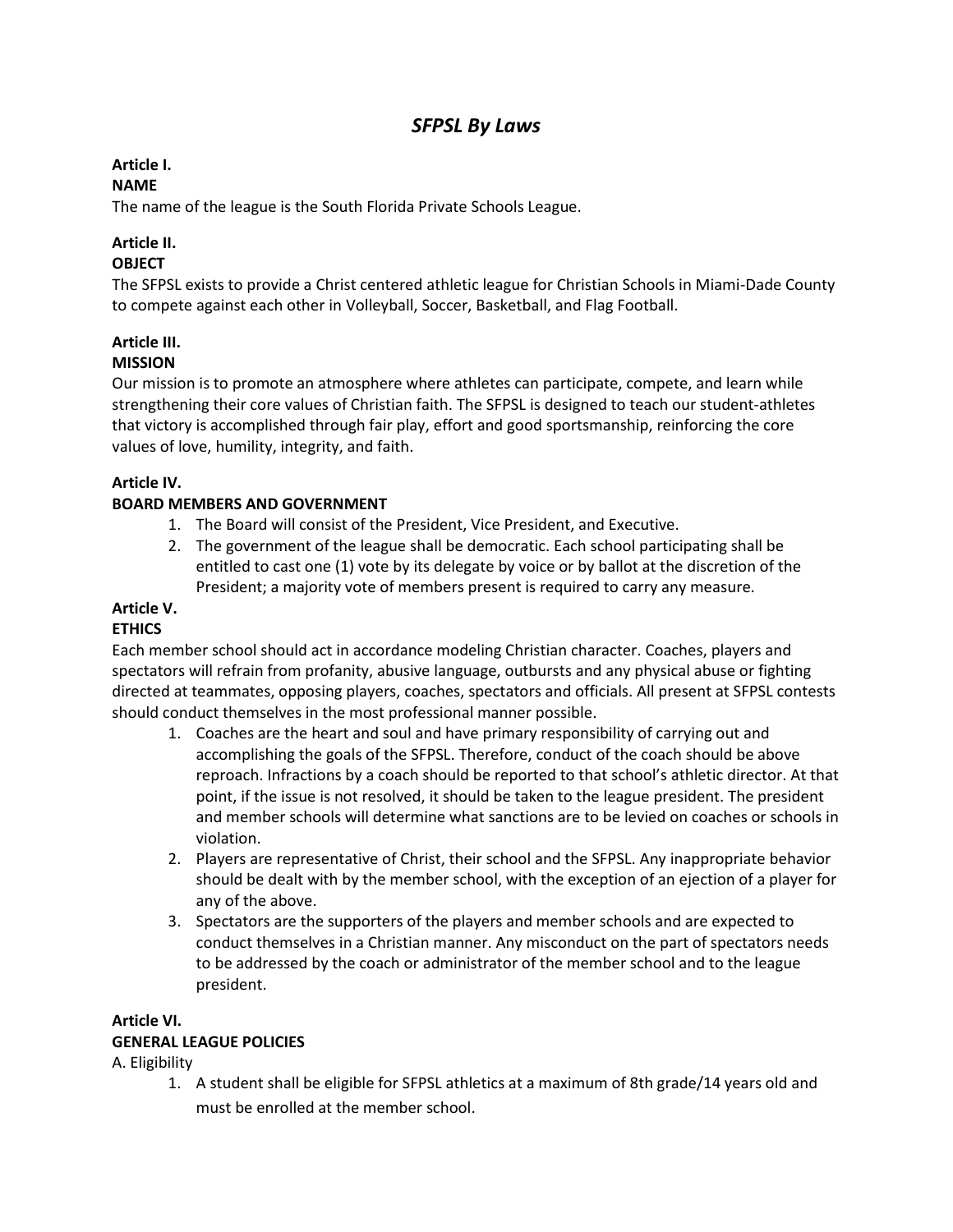# *SFPSL By Laws*

**Article I.**
**NAME**

The name of the league is the South Florida Private Schools League.

**Article II.**
**OBJECT**

The SFPSL exists to provide a Christ centered athletic league for Christian Schools in Miami-Dade County to compete against each other in Volleyball, Soccer, Basketball, and Flag Football.

**Article III.**
**MISSION**

Our mission is to promote an atmosphere where athletes can participate, compete, and learn while strengthening their core values of Christian faith. The SFPSL is designed to teach our student-athletes that victory is accomplished through fair play, effort and good sportsmanship, reinforcing the core values of love, humility, integrity, and faith.

**Article IV.**
**BOARD MEMBERS AND GOVERNMENT**

1. The Board will consist of the President, Vice President, and Executive.
2. The government of the league shall be democratic. Each school participating shall be entitled to cast one (1) vote by its delegate by voice or by ballot at the discretion of the President; a majority vote of members present is required to carry any measure.

**Article V.**
**ETHICS**

Each member school should act in accordance modeling Christian character. Coaches, players and spectators will refrain from profanity, abusive language, outbursts and any physical abuse or fighting directed at teammates, opposing players, coaches, spectators and officials. All present at SFPSL contests should conduct themselves in the most professional manner possible.

1. Coaches are the heart and soul and have primary responsibility of carrying out and accomplishing the goals of the SFPSL. Therefore, conduct of the coach should be above reproach. Infractions by a coach should be reported to that school's athletic director. At that point, if the issue is not resolved, it should be taken to the league president. The president and member schools will determine what sanctions are to be levied on coaches or schools in violation.
2. Players are representative of Christ, their school and the SFPSL. Any inappropriate behavior should be dealt with by the member school, with the exception of an ejection of a player for any of the above.
3. Spectators are the supporters of the players and member schools and are expected to conduct themselves in a Christian manner. Any misconduct on the part of spectators needs to be addressed by the coach or administrator of the member school and to the league president.

**Article VI.**
**GENERAL LEAGUE POLICIES**

A. Eligibility

1. A student shall be eligible for SFPSL athletics at a maximum of 8th grade/14 years old and must be enrolled at the member school.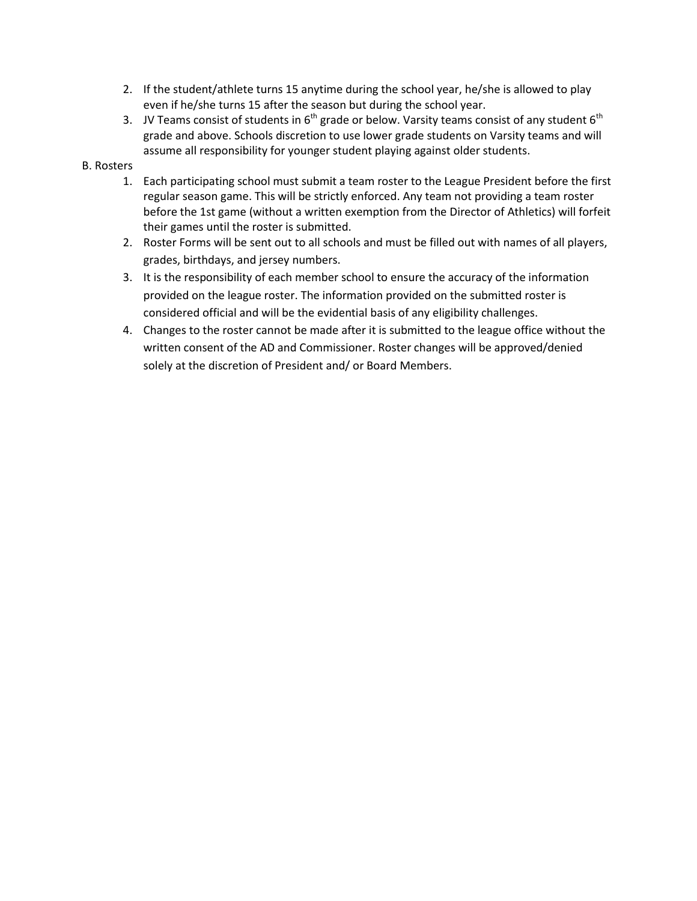2. If the student/athlete turns 15 anytime during the school year, he/she is allowed to play even if he/she turns 15 after the season but during the school year.
3. JV Teams consist of students in 6$^{th}$ grade or below. Varsity teams consist of any student 6$^{th}$ grade and above. Schools discretion to use lower grade students on Varsity teams and will assume all responsibility for younger student playing against older students.

B. Rosters

1. Each participating school must submit a team roster to the League President before the first regular season game. This will be strictly enforced. Any team not providing a team roster before the 1st game (without a written exemption from the Director of Athletics) will forfeit their games until the roster is submitted.
2. Roster Forms will be sent out to all schools and must be filled out with names of all players, grades, birthdays, and jersey numbers.
3. It is the responsibility of each member school to ensure the accuracy of the information provided on the league roster. The information provided on the submitted roster is considered official and will be the evidential basis of any eligibility challenges.
4. Changes to the roster cannot be made after it is submitted to the league office without the written consent of the AD and Commissioner. Roster changes will be approved/denied solely at the discretion of President and/ or Board Members.